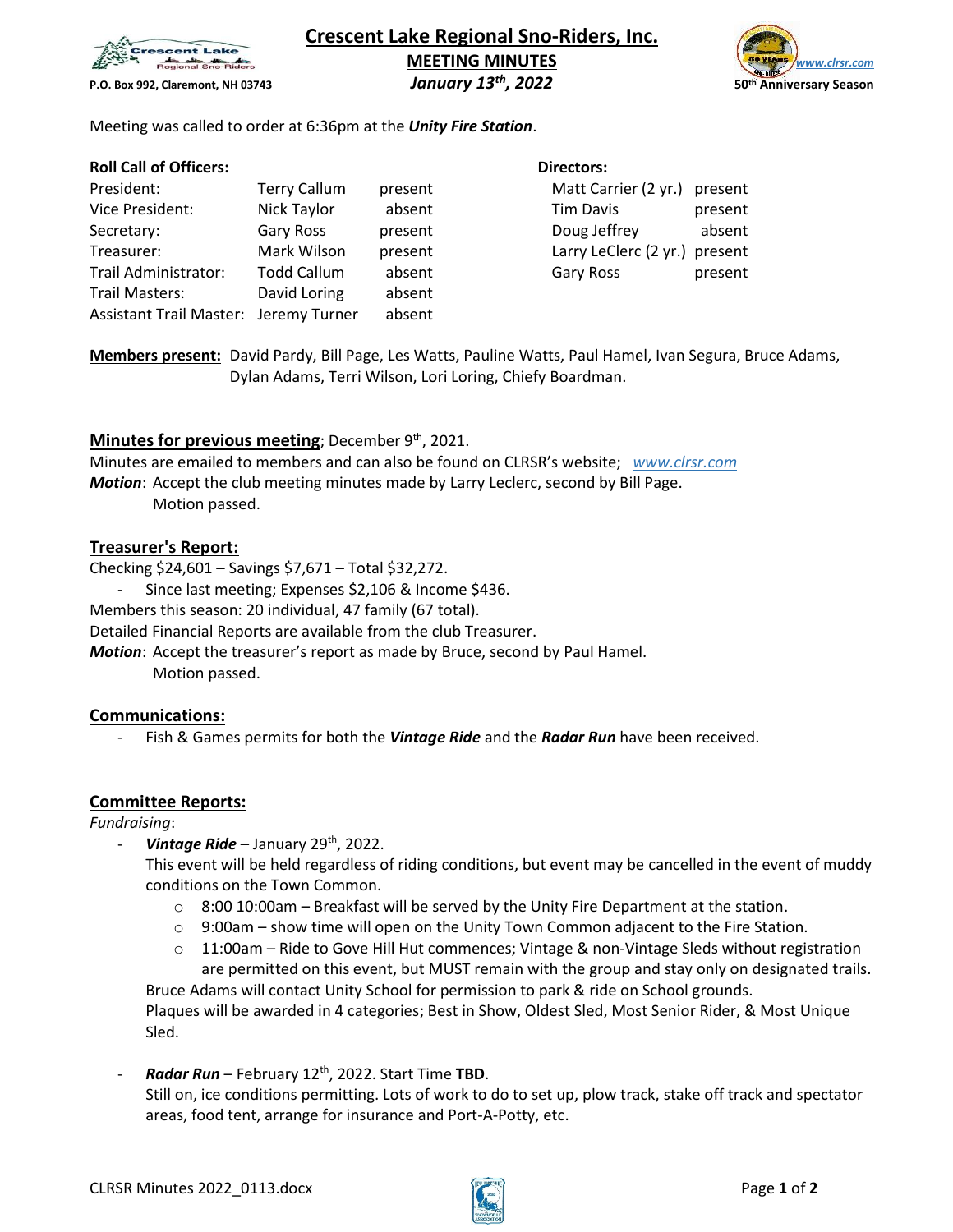# Crescent Lake Regional Sno-Riders, Inc.

**MEETING MINUTES**

***January 13th, 2022***

P.O. Box 992, Claremont, NH 03743

*www.clrsr.com*

**50th Anniversary Season**

Meeting was called to order at 6:36pm at the ***Unity Fire Station***.

**Roll Call of Officers:**

| Office | Name | Status |
|---|---|---|
| President: | Terry Callum | present |
| Vice President: | Nick Taylor | absent |
| Secretary: | Gary Ross | present |
| Treasurer: | Mark Wilson | present |
| Trail Administrator: | Todd Callum | absent |
| Trail Masters: | David Loring | absent |
| Assistant Trail Master: | Jeremy Turner | absent |

**Directors:**

| Name | Status |
|---|---|
| Matt Carrier (2 yr.) | present |
| Tim Davis | present |
| Doug Jeffrey | absent |
| Larry LeClerc (2 yr.) | present |
| Gary Ross | present |

**Members present:** David Pardy, Bill Page, Les Watts, Pauline Watts, Paul Hamel, Ivan Segura, Bruce Adams, Dylan Adams, Terri Wilson, Lori Loring, Chiefy Boardman.

**Minutes for previous meeting**; December 9th, 2021.

Minutes are emailed to members and can also be found on CLRSR's website; *www.clrsr.com*

***Motion***: Accept the club meeting minutes made by Larry Leclerc, second by Bill Page.
Motion passed.

**Treasurer's Report:**

Checking $24,601 – Savings $7,671 – Total $32,272.

- Since last meeting; Expenses $2,106 & Income $436.

Members this season: 20 individual, 47 family (67 total).

Detailed Financial Reports are available from the club Treasurer.

***Motion***: Accept the treasurer's report as made by Bruce, second by Paul Hamel.
Motion passed.

**Communications:**

- Fish & Games permits for both the ***Vintage Ride*** and the ***Radar Run*** have been received.

**Committee Reports:**

*Fundraising*:

- ***Vintage Ride*** – January 29th, 2022.
  This event will be held regardless of riding conditions, but event may be cancelled in the event of muddy conditions on the Town Common.
  - 8:00 10:00am – Breakfast will be served by the Unity Fire Department at the station.
  - 9:00am – show time will open on the Unity Town Common adjacent to the Fire Station.
  - 11:00am – Ride to Gove Hill Hut commences; Vintage & non-Vintage Sleds without registration are permitted on this event, but MUST remain with the group and stay only on designated trails.

  Bruce Adams will contact Unity School for permission to park & ride on School grounds.
  Plaques will be awarded in 4 categories; Best in Show, Oldest Sled, Most Senior Rider, & Most Unique Sled.

- ***Radar Run*** – February 12th, 2022. Start Time **TBD**.
  Still on, ice conditions permitting. Lots of work to do to set up, plow track, stake off track and spectator areas, food tent, arrange for insurance and Port-A-Potty, etc.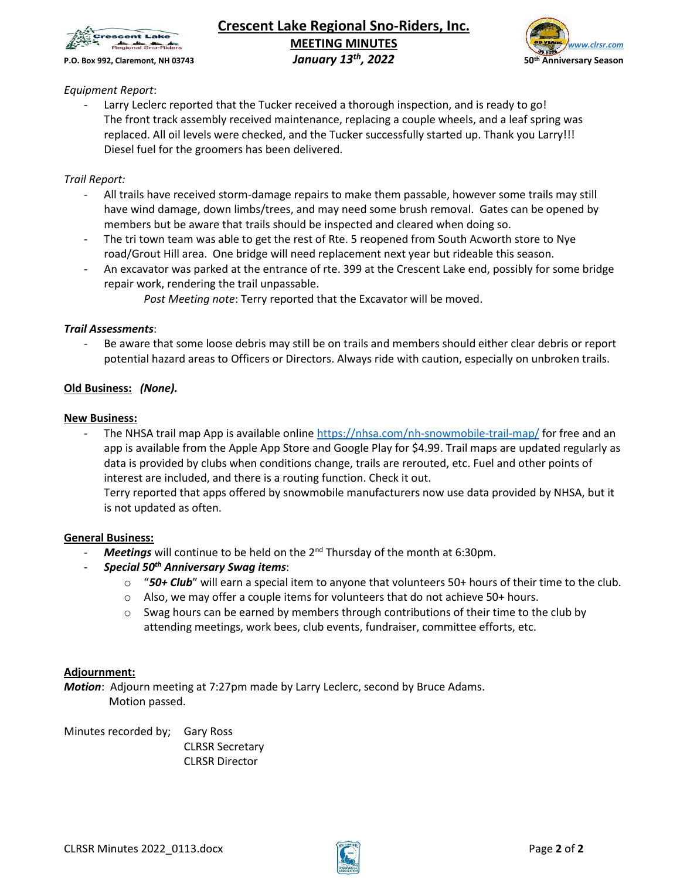# Crescent Lake Regional Sno-Riders, Inc.

**MEETING MINUTES**

***January 13th, 2022***

P.O. Box 992, Claremont, NH 03743

www.clrsr.com

50th Anniversary Season

*Equipment Report*:

- Larry Leclerc reported that the Tucker received a thorough inspection, and is ready to go! The front track assembly received maintenance, replacing a couple wheels, and a leaf spring was replaced. All oil levels were checked, and the Tucker successfully started up. Thank you Larry!!! Diesel fuel for the groomers has been delivered.

*Trail Report:*

- All trails have received storm-damage repairs to make them passable, however some trails may still have wind damage, down limbs/trees, and may need some brush removal. Gates can be opened by members but be aware that trails should be inspected and cleared when doing so.
- The tri town team was able to get the rest of Rte. 5 reopened from South Acworth store to Nye road/Grout Hill area. One bridge will need replacement next year but rideable this season.
- An excavator was parked at the entrance of rte. 399 at the Crescent Lake end, possibly for some bridge repair work, rendering the trail unpassable.
  *Post Meeting note*: Terry reported that the Excavator will be moved.

***Trail Assessments***:

- Be aware that some loose debris may still be on trails and members should either clear debris or report potential hazard areas to Officers or Directors. Always ride with caution, especially on unbroken trails.

**Old Business:** ***(None).***

**New Business:**

- The NHSA trail map App is available online https://nhsa.com/nh-snowmobile-trail-map/ for free and an app is available from the Apple App Store and Google Play for $4.99. Trail maps are updated regularly as data is provided by clubs when conditions change, trails are rerouted, etc. Fuel and other points of interest are included, and there is a routing function. Check it out.
  Terry reported that apps offered by snowmobile manufacturers now use data provided by NHSA, but it is not updated as often.

**General Business:**

- ***Meetings*** will continue to be held on the 2nd Thursday of the month at 6:30pm.
- ***Special 50th Anniversary Swag items***:
  - "***50+ Club***" will earn a special item to anyone that volunteers 50+ hours of their time to the club.
  - Also, we may offer a couple items for volunteers that do not achieve 50+ hours.
  - Swag hours can be earned by members through contributions of their time to the club by attending meetings, work bees, club events, fundraiser, committee efforts, etc.

**Adjournment:**

***Motion***: Adjourn meeting at 7:27pm made by Larry Leclerc, second by Bruce Adams.
Motion passed.

Minutes recorded by; Gary Ross
CLRSR Secretary
CLRSR Director

CLRSR Minutes 2022_0113.docx